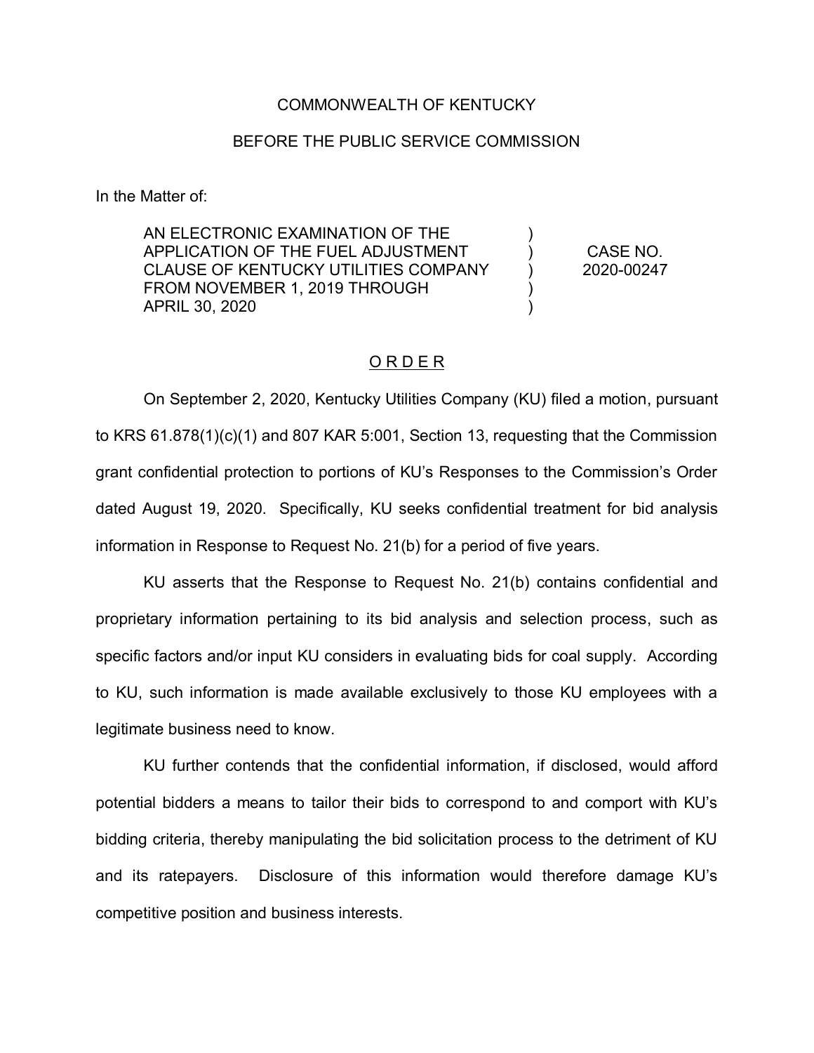COMMONWEALTH OF KENTUCKY

BEFORE THE PUBLIC SERVICE COMMISSION

In the Matter of:

| | | |
|---|---|---|
| AN ELECTRONIC EXAMINATION OF THE APPLICATION OF THE FUEL ADJUSTMENT CLAUSE OF KENTUCKY UTILITIES COMPANY FROM NOVEMBER 1, 2019 THROUGH APRIL 30, 2020 | ) ) ) ) ) | CASE NO. 2020-00247 |

## ORDER

On September 2, 2020, Kentucky Utilities Company (KU) filed a motion, pursuant to KRS 61.878(1)(c)(1) and 807 KAR 5:001, Section 13, requesting that the Commission grant confidential protection to portions of KU's Responses to the Commission's Order dated August 19, 2020. Specifically, KU seeks confidential treatment for bid analysis information in Response to Request No. 21(b) for a period of five years.

KU asserts that the Response to Request No. 21(b) contains confidential and proprietary information pertaining to its bid analysis and selection process, such as specific factors and/or input KU considers in evaluating bids for coal supply. According to KU, such information is made available exclusively to those KU employees with a legitimate business need to know.

KU further contends that the confidential information, if disclosed, would afford potential bidders a means to tailor their bids to correspond to and comport with KU's bidding criteria, thereby manipulating the bid solicitation process to the detriment of KU and its ratepayers. Disclosure of this information would therefore damage KU's competitive position and business interests.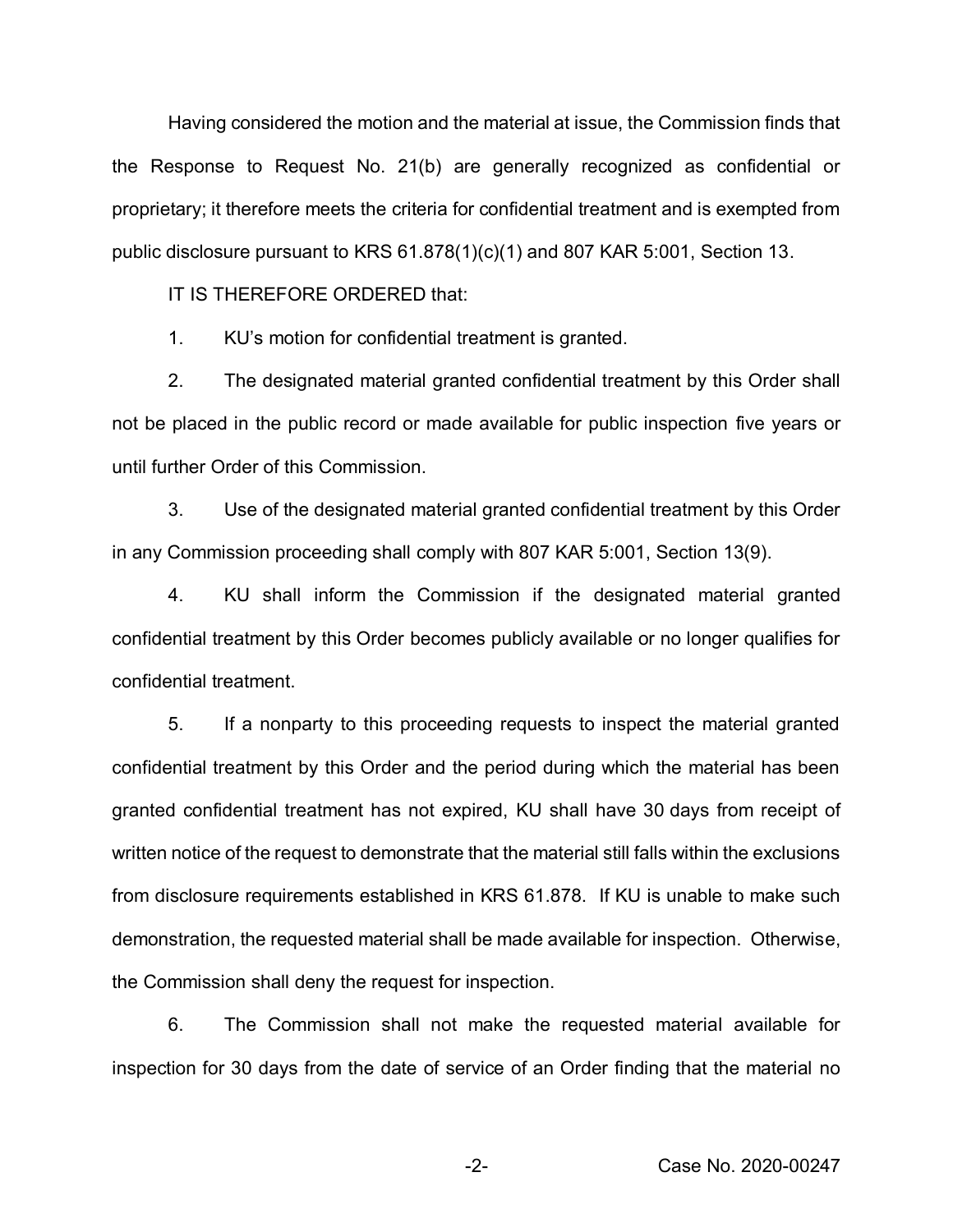Having considered the motion and the material at issue, the Commission finds that the Response to Request No. 21(b) are generally recognized as confidential or proprietary; it therefore meets the criteria for confidential treatment and is exempted from public disclosure pursuant to KRS 61.878(1)(c)(1) and 807 KAR 5:001, Section 13.

IT IS THEREFORE ORDERED that:

1. KU's motion for confidential treatment is granted.

2. The designated material granted confidential treatment by this Order shall not be placed in the public record or made available for public inspection five years or until further Order of this Commission.

3. Use of the designated material granted confidential treatment by this Order in any Commission proceeding shall comply with 807 KAR 5:001, Section 13(9).

4. KU shall inform the Commission if the designated material granted confidential treatment by this Order becomes publicly available or no longer qualifies for confidential treatment.

5. If a nonparty to this proceeding requests to inspect the material granted confidential treatment by this Order and the period during which the material has been granted confidential treatment has not expired, KU shall have 30 days from receipt of written notice of the request to demonstrate that the material still falls within the exclusions from disclosure requirements established in KRS 61.878. If KU is unable to make such demonstration, the requested material shall be made available for inspection. Otherwise, the Commission shall deny the request for inspection.

6. The Commission shall not make the requested material available for inspection for 30 days from the date of service of an Order finding that the material no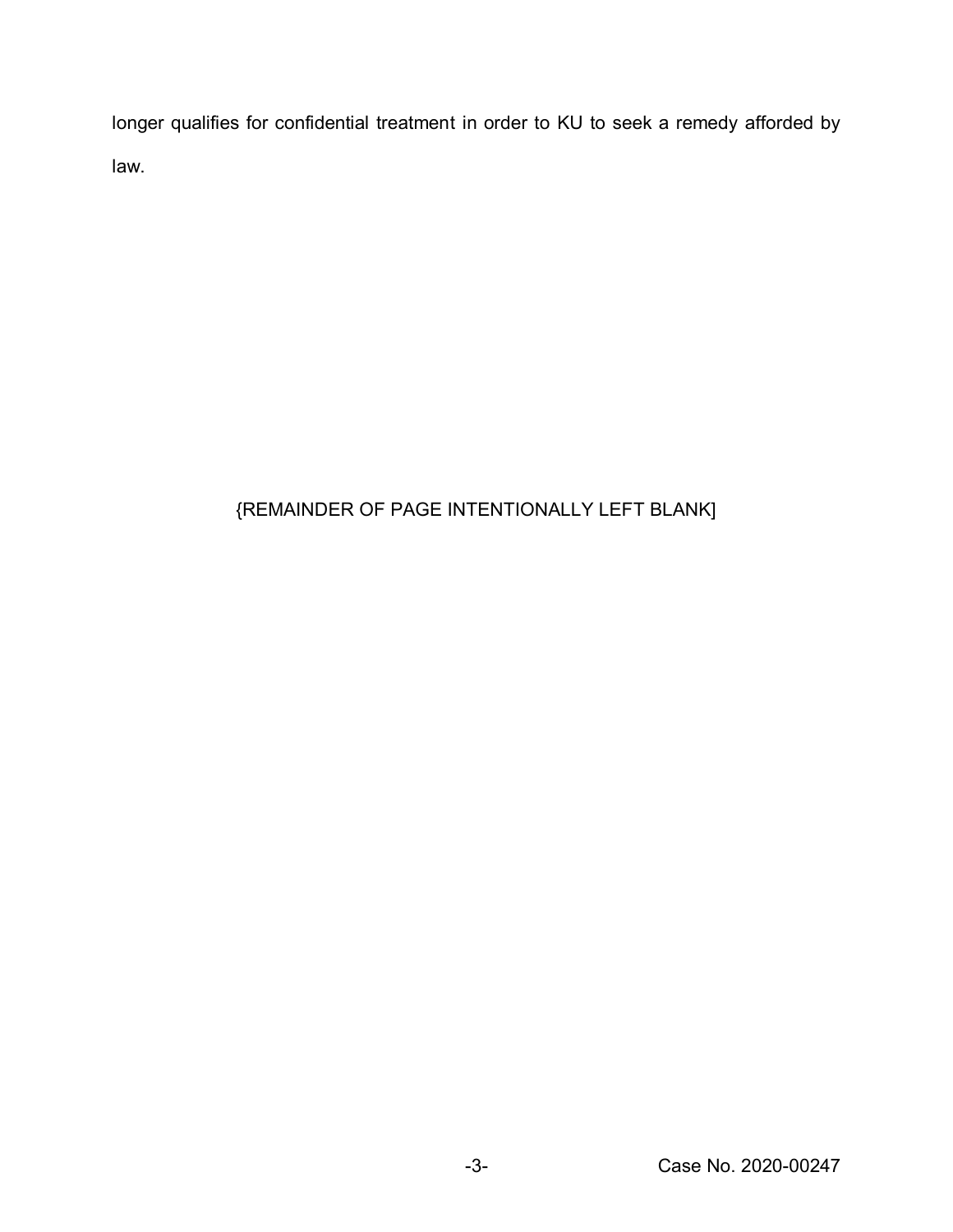longer qualifies for confidential treatment in order to KU to seek a remedy afforded by law.

{REMAINDER OF PAGE INTENTIONALLY LEFT BLANK]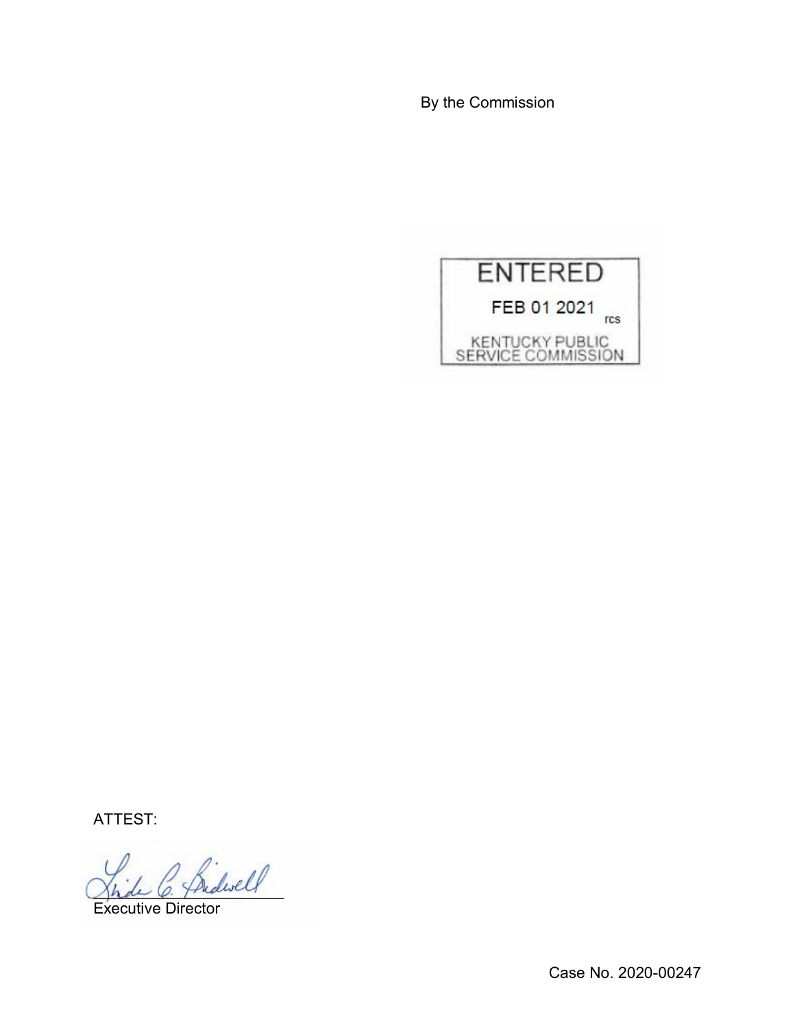By the Commission

ENTERED

FEB 01 2021

KENTUCKY PUBLIC SERVICE COMMISSION

ATTEST:

Executive Director

Case No. 2020-00247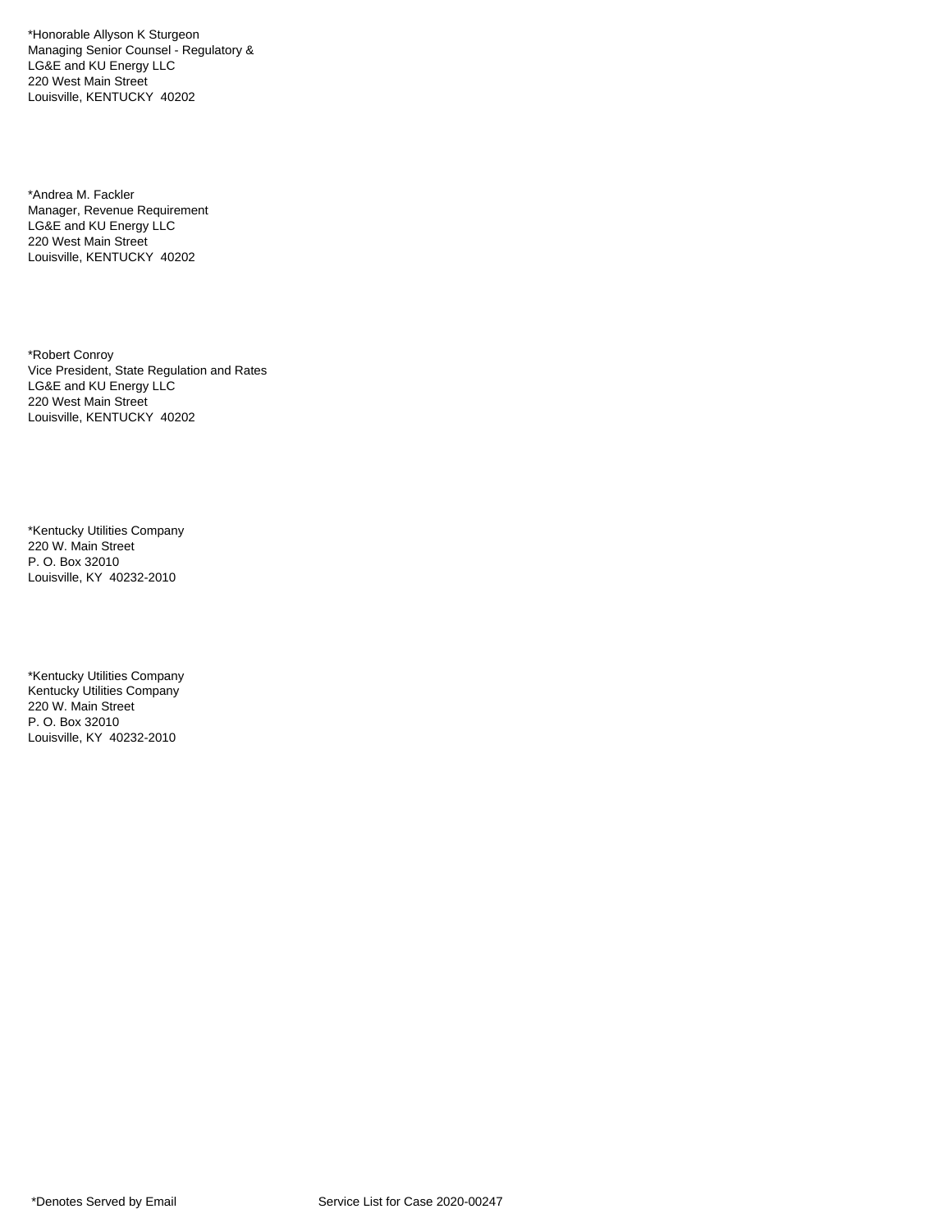*Honorable Allyson K Sturgeon
Managing Senior Counsel - Regulatory &
LG&E and KU Energy LLC
220 West Main Street
Louisville, KENTUCKY  40202

*Andrea M. Fackler
Manager, Revenue Requirement
LG&E and KU Energy LLC
220 West Main Street
Louisville, KENTUCKY  40202

*Robert Conroy
Vice President, State Regulation and Rates
LG&E and KU Energy LLC
220 West Main Street
Louisville, KENTUCKY  40202

*Kentucky Utilities Company
220 W. Main Street
P. O. Box 32010
Louisville, KY  40232-2010

*Kentucky Utilities Company
Kentucky Utilities Company
220 W. Main Street
P. O. Box 32010
Louisville, KY  40232-2010

*Denotes Served by Email

Service List for Case 2020-00247